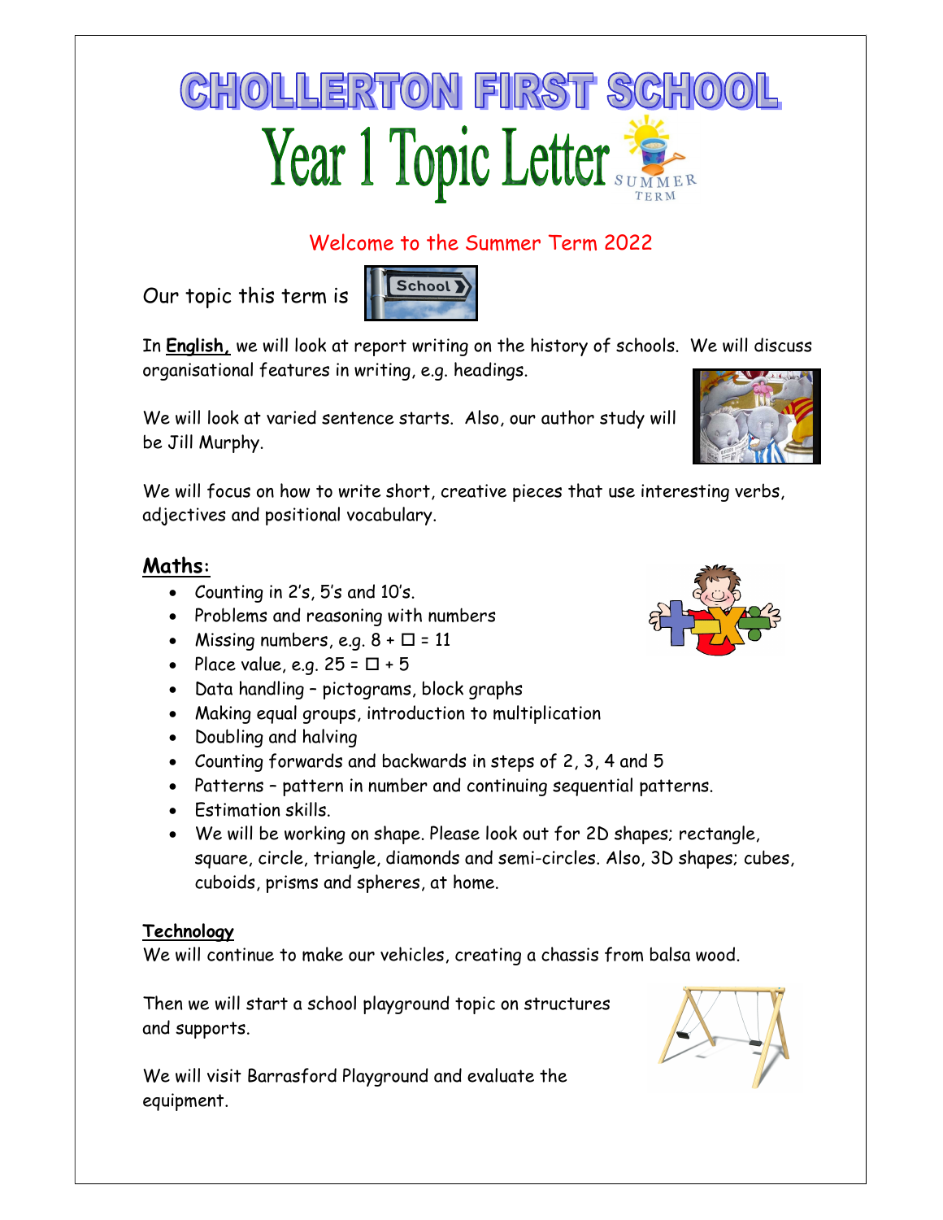# CHOLLERTON FIRST SCHOOL

# Year 1 Topic Letter

SUMMER TERM

Welcome to the Summer Term 2022

Our topic this term is School

In **English,** we will look at report writing on the history of schools. We will discuss organisational features in writing, e.g. headings.

We will look at varied sentence starts. Also, our author study will be Jill Murphy.

We will focus on how to write short, creative pieces that use interesting verbs, adjectives and positional vocabulary.

## Maths:

- Counting in 2's, 5's and 10's.
- Problems and reasoning with numbers
- Missing numbers, e.g. 8 + ☐ = 11
- Place value, e.g. 25 = ☐ + 5
- Data handling – pictograms, block graphs
- Making equal groups, introduction to multiplication
- Doubling and halving
- Counting forwards and backwards in steps of 2, 3, 4 and 5
- Patterns – pattern in number and continuing sequential patterns.
- Estimation skills.
- We will be working on shape. Please look out for 2D shapes; rectangle, square, circle, triangle, diamonds and semi-circles. Also, 3D shapes; cubes, cuboids, prisms and spheres, at home.

### Technology

We will continue to make our vehicles, creating a chassis from balsa wood.

Then we will start a school playground topic on structures and supports.

We will visit Barrasford Playground and evaluate the equipment.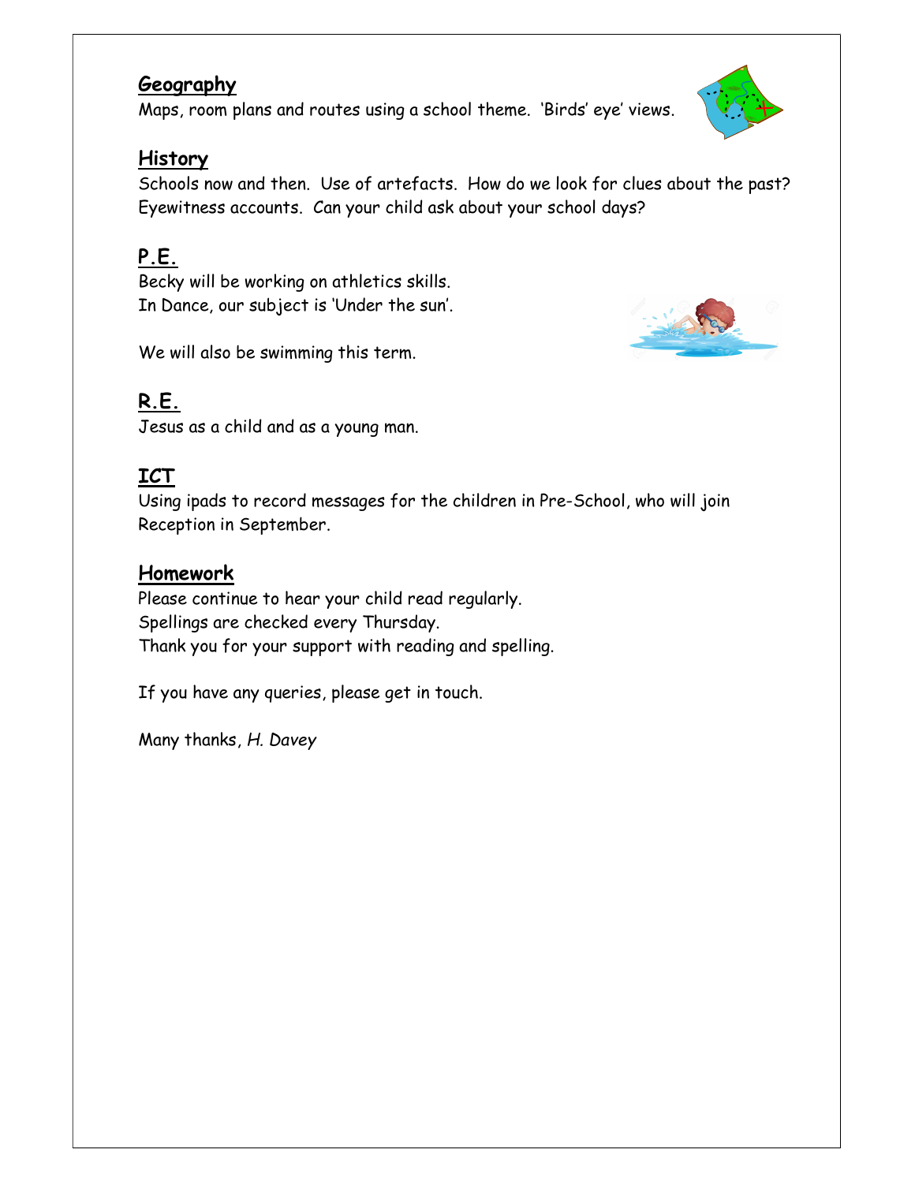## Geography

Maps, room plans and routes using a school theme. 'Birds' eye' views.

## History

Schools now and then. Use of artefacts. How do we look for clues about the past? Eyewitness accounts. Can your child ask about your school days?

## P.E.

Becky will be working on athletics skills.
In Dance, our subject is 'Under the sun'.

We will also be swimming this term.

## R.E.

Jesus as a child and as a young man.

## ICT

Using ipads to record messages for the children in Pre-School, who will join Reception in September.

## Homework

Please continue to hear your child read regularly.
Spellings are checked every Thursday.
Thank you for your support with reading and spelling.

If you have any queries, please get in touch.

Many thanks, *H. Davey*